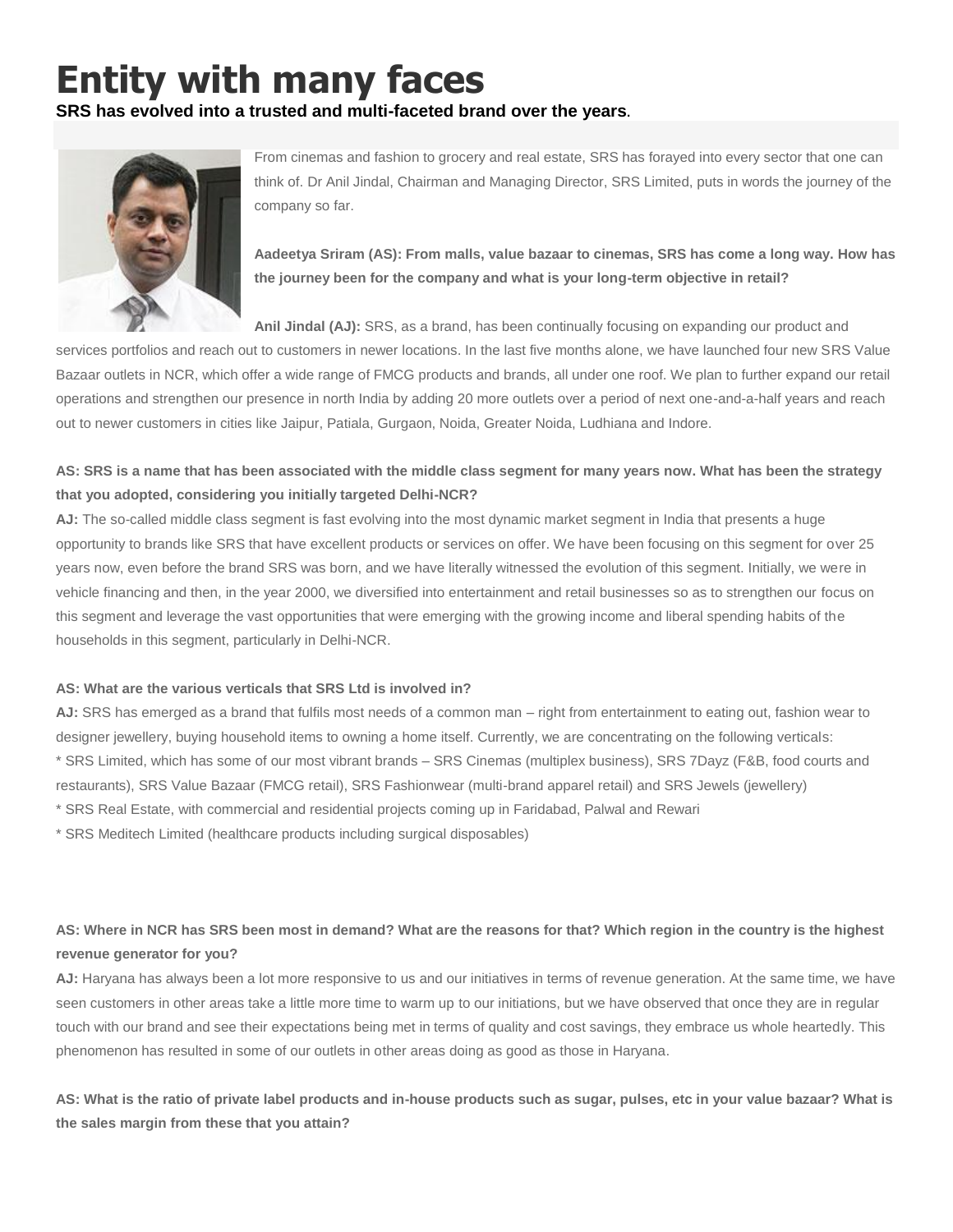# Entity with many faces

**SRS has evolved into a trusted and multi-faceted brand over the years.**

From cinemas and fashion to grocery and real estate, SRS has forayed into every sector that one can think of. Dr Anil Jindal, Chairman and Managing Director, SRS Limited, puts in words the journey of the company so far.

**Aadeetya Sriram (AS): From malls, value bazaar to cinemas, SRS has come a long way. How has the journey been for the company and what is your long-term objective in retail?**

**Anil Jindal (AJ):** SRS, as a brand, has been continually focusing on expanding our product and services portfolios and reach out to customers in newer locations. In the last five months alone, we have launched four new SRS Value Bazaar outlets in NCR, which offer a wide range of FMCG products and brands, all under one roof. We plan to further expand our retail operations and strengthen our presence in north India by adding 20 more outlets over a period of next one-and-a-half years and reach out to newer customers in cities like Jaipur, Patiala, Gurgaon, Noida, Greater Noida, Ludhiana and Indore.

**AS: SRS is a name that has been associated with the middle class segment for many years now. What has been the strategy that you adopted, considering you initially targeted Delhi-NCR?**

**AJ:** The so-called middle class segment is fast evolving into the most dynamic market segment in India that presents a huge opportunity to brands like SRS that have excellent products or services on offer. We have been focusing on this segment for over 25 years now, even before the brand SRS was born, and we have literally witnessed the evolution of this segment. Initially, we were in vehicle financing and then, in the year 2000, we diversified into entertainment and retail businesses so as to strengthen our focus on this segment and leverage the vast opportunities that were emerging with the growing income and liberal spending habits of the households in this segment, particularly in Delhi-NCR.

**AS: What are the various verticals that SRS Ltd is involved in?**

**AJ:** SRS has emerged as a brand that fulfils most needs of a common man – right from entertainment to eating out, fashion wear to designer jewellery, buying household items to owning a home itself. Currently, we are concentrating on the following verticals:

* SRS Limited, which has some of our most vibrant brands – SRS Cinemas (multiplex business), SRS 7Dayz (F&B, food courts and restaurants), SRS Value Bazaar (FMCG retail), SRS Fashionwear (multi-brand apparel retail) and SRS Jewels (jewellery)
* SRS Real Estate, with commercial and residential projects coming up in Faridabad, Palwal and Rewari
* SRS Meditech Limited (healthcare products including surgical disposables)

**AS: Where in NCR has SRS been most in demand? What are the reasons for that? Which region in the country is the highest revenue generator for you?**

**AJ:** Haryana has always been a lot more responsive to us and our initiatives in terms of revenue generation. At the same time, we have seen customers in other areas take a little more time to warm up to our initiations, but we have observed that once they are in regular touch with our brand and see their expectations being met in terms of quality and cost savings, they embrace us whole heartedly. This phenomenon has resulted in some of our outlets in other areas doing as good as those in Haryana.

**AS: What is the ratio of private label products and in-house products such as sugar, pulses, etc in your value bazaar? What is the sales margin from these that you attain?**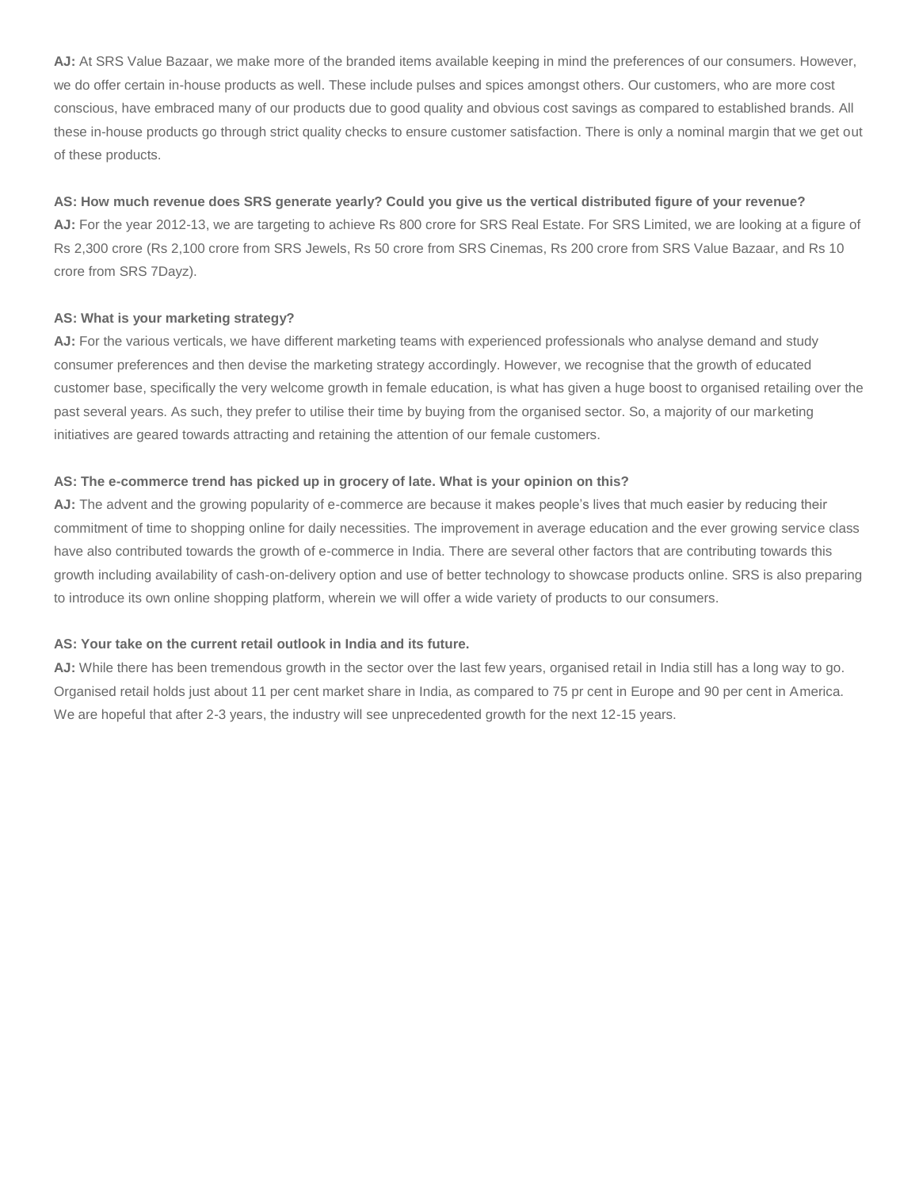**AJ:** At SRS Value Bazaar, we make more of the branded items available keeping in mind the preferences of our consumers. However, we do offer certain in-house products as well. These include pulses and spices amongst others. Our customers, who are more cost conscious, have embraced many of our products due to good quality and obvious cost savings as compared to established brands. All these in-house products go through strict quality checks to ensure customer satisfaction. There is only a nominal margin that we get out of these products.

**AS: How much revenue does SRS generate yearly? Could you give us the vertical distributed figure of your revenue?**
**AJ:** For the year 2012-13, we are targeting to achieve Rs 800 crore for SRS Real Estate. For SRS Limited, we are looking at a figure of Rs 2,300 crore (Rs 2,100 crore from SRS Jewels, Rs 50 crore from SRS Cinemas, Rs 200 crore from SRS Value Bazaar, and Rs 10 crore from SRS 7Dayz).

**AS: What is your marketing strategy?**
**AJ:** For the various verticals, we have different marketing teams with experienced professionals who analyse demand and study consumer preferences and then devise the marketing strategy accordingly. However, we recognise that the growth of educated customer base, specifically the very welcome growth in female education, is what has given a huge boost to organised retailing over the past several years. As such, they prefer to utilise their time by buying from the organised sector. So, a majority of our marketing initiatives are geared towards attracting and retaining the attention of our female customers.

**AS: The e-commerce trend has picked up in grocery of late. What is your opinion on this?**
**AJ:** The advent and the growing popularity of e-commerce are because it makes people's lives that much easier by reducing their commitment of time to shopping online for daily necessities. The improvement in average education and the ever growing service class have also contributed towards the growth of e-commerce in India. There are several other factors that are contributing towards this growth including availability of cash-on-delivery option and use of better technology to showcase products online. SRS is also preparing to introduce its own online shopping platform, wherein we will offer a wide variety of products to our consumers.

**AS: Your take on the current retail outlook in India and its future.**
**AJ:** While there has been tremendous growth in the sector over the last few years, organised retail in India still has a long way to go. Organised retail holds just about 11 per cent market share in India, as compared to 75 pr cent in Europe and 90 per cent in America. We are hopeful that after 2-3 years, the industry will see unprecedented growth for the next 12-15 years.